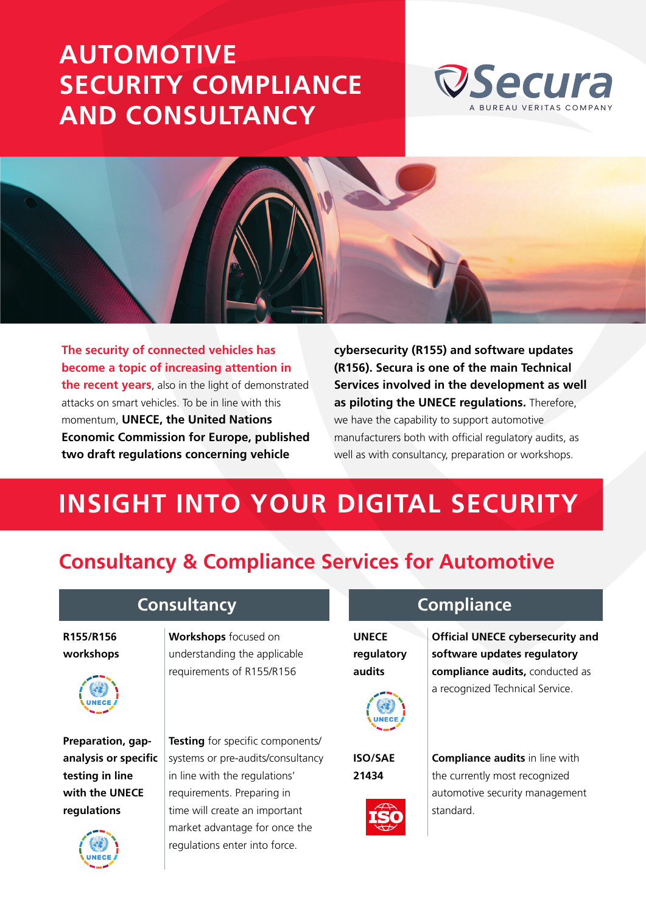# AUTOMOTIVE SECURITY COMPLIANCE AND CONSULTANCY

Secura
A BUREAU VERITAS COMPANY

**The security of connected vehicles has become a topic of increasing attention in the recent years**, also in the light of demonstrated attacks on smart vehicles. To be in line with this momentum, **UNECE, the United Nations Economic Commission for Europe, published two draft regulations concerning vehicle cybersecurity (R155) and software updates (R156). Secura is one of the main Technical Services involved in the development as well as piloting the UNECE regulations.** Therefore, we have the capability to support automotive manufacturers both with official regulatory audits, as well as with consultancy, preparation or workshops.

# INSIGHT INTO YOUR DIGITAL SECURITY

## Consultancy & Compliance Services for Automotive

### Consultancy

| | |
|---|---|
| **R155/R156 workshops** | **Workshops** focused on understanding the applicable requirements of R155/R156 |
| **Preparation, gap-analysis or specific testing in line with the UNECE regulations** | **Testing** for specific components/ systems or pre-audits/consultancy in line with the regulations' requirements. Preparing in time will create an important market advantage for once the regulations enter into force. |

### Compliance

| | |
|---|---|
| **UNECE regulatory audits** | **Official UNECE cybersecurity and software updates regulatory compliance audits,** conducted as a recognized Technical Service. |
| **ISO/SAE 21434** | **Compliance audits** in line with the currently most recognized automotive security management standard. |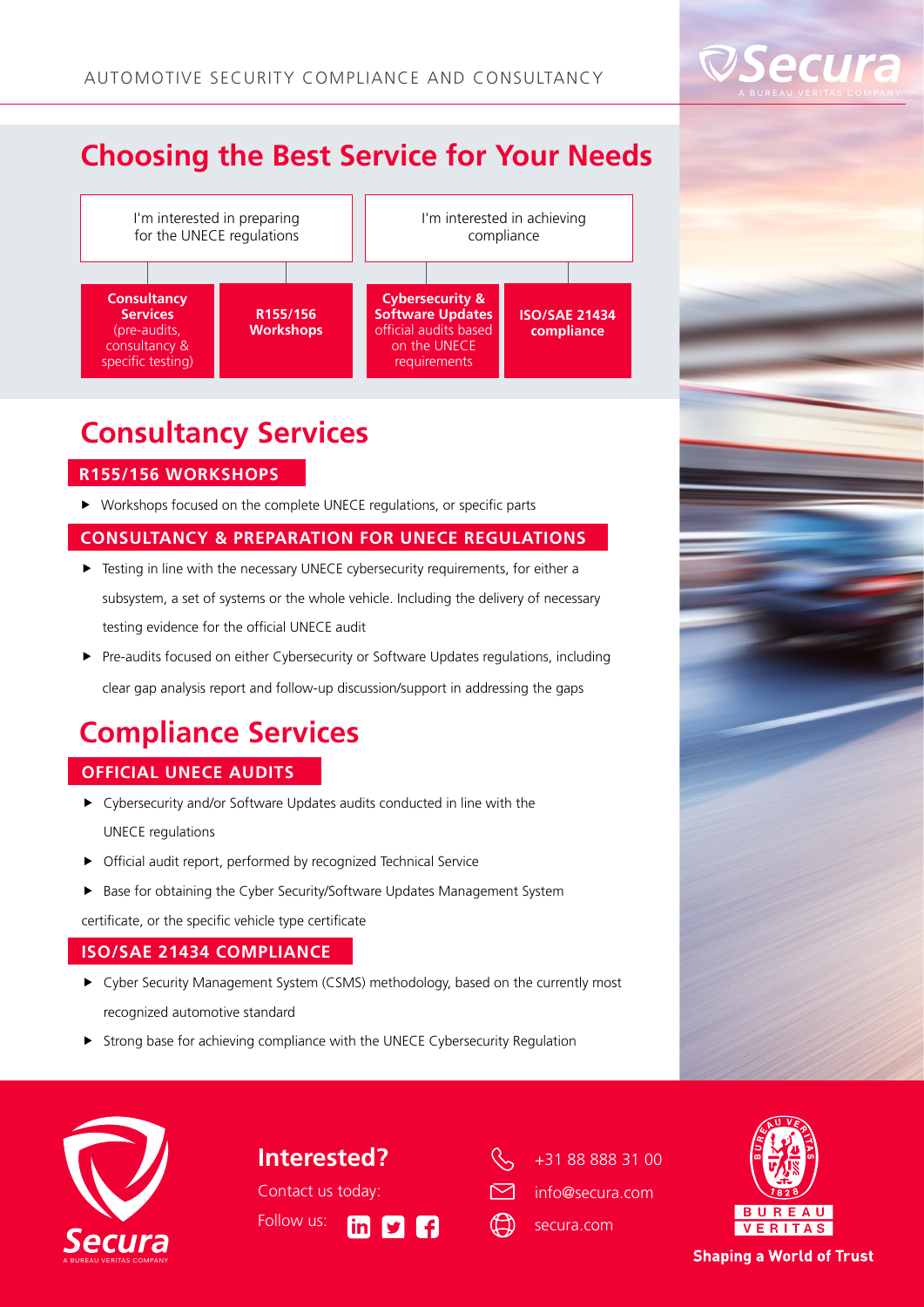AUTOMOTIVE SECURITY COMPLIANCE AND CONSULTANCY

# Choosing the Best Service for Your Needs

I'm interested in preparing for the UNECE regulations

- **Consultancy Services** (pre-audits, consultancy & specific testing)
- **R155/156 Workshops**

I'm interested in achieving compliance

- **Cybersecurity & Software Updates** official audits based on the UNECE requirements
- **ISO/SAE 21434 compliance**

# Consultancy Services

### R155/156 WORKSHOPS

- Workshops focused on the complete UNECE regulations, or specific parts

### CONSULTANCY & PREPARATION FOR UNECE REGULATIONS

- Testing in line with the necessary UNECE cybersecurity requirements, for either a subsystem, a set of systems or the whole vehicle. Including the delivery of necessary testing evidence for the official UNECE audit
- Pre-audits focused on either Cybersecurity or Software Updates regulations, including clear gap analysis report and follow-up discussion/support in addressing the gaps

# Compliance Services

### OFFICIAL UNECE AUDITS

- Cybersecurity and/or Software Updates audits conducted in line with the UNECE regulations
- Official audit report, performed by recognized Technical Service
- Base for obtaining the Cyber Security/Software Updates Management System certificate, or the specific vehicle type certificate

### ISO/SAE 21434 COMPLIANCE

- Cyber Security Management System (CSMS) methodology, based on the currently most recognized automotive standard
- Strong base for achieving compliance with the UNECE Cybersecurity Regulation

## Interested?

Contact us today:

Follow us:

+31 88 888 31 00

info@secura.com

secura.com

Shaping a World of Trust